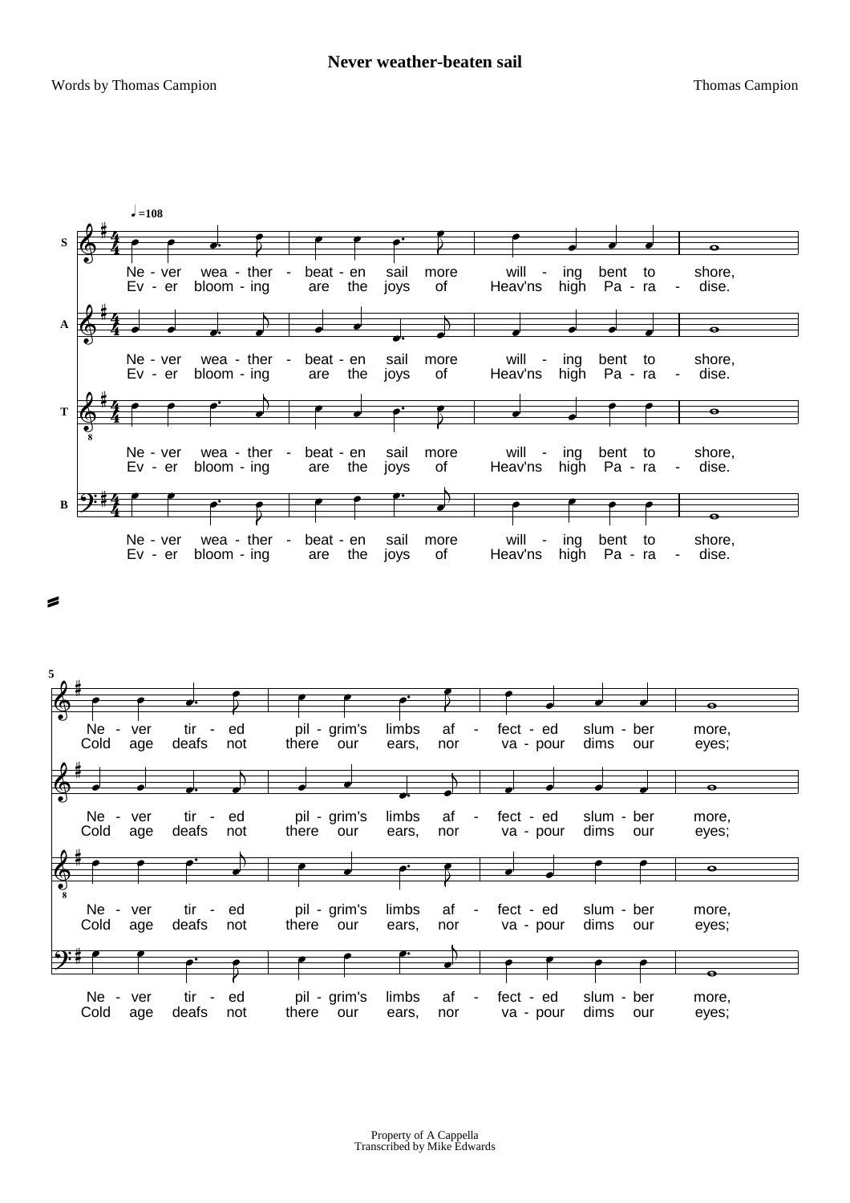# Never weather-beaten sail

Words by Thomas Campion

Thomas Campion

♩=108

S / A / T / B

Ne - ver wea - ther - beat - en sail more will - ing bent to shore,
Ev - er bloom - ing are the joys of Heav'ns high Pa - ra - dise.

5

Ne - ver tir - ed pil - grim's limbs af - fect - ed slum - ber more,
Cold age deafs not there our ears, nor va - pour dims our eyes;

Property of A Cappella
Transcribed by Mike Edwards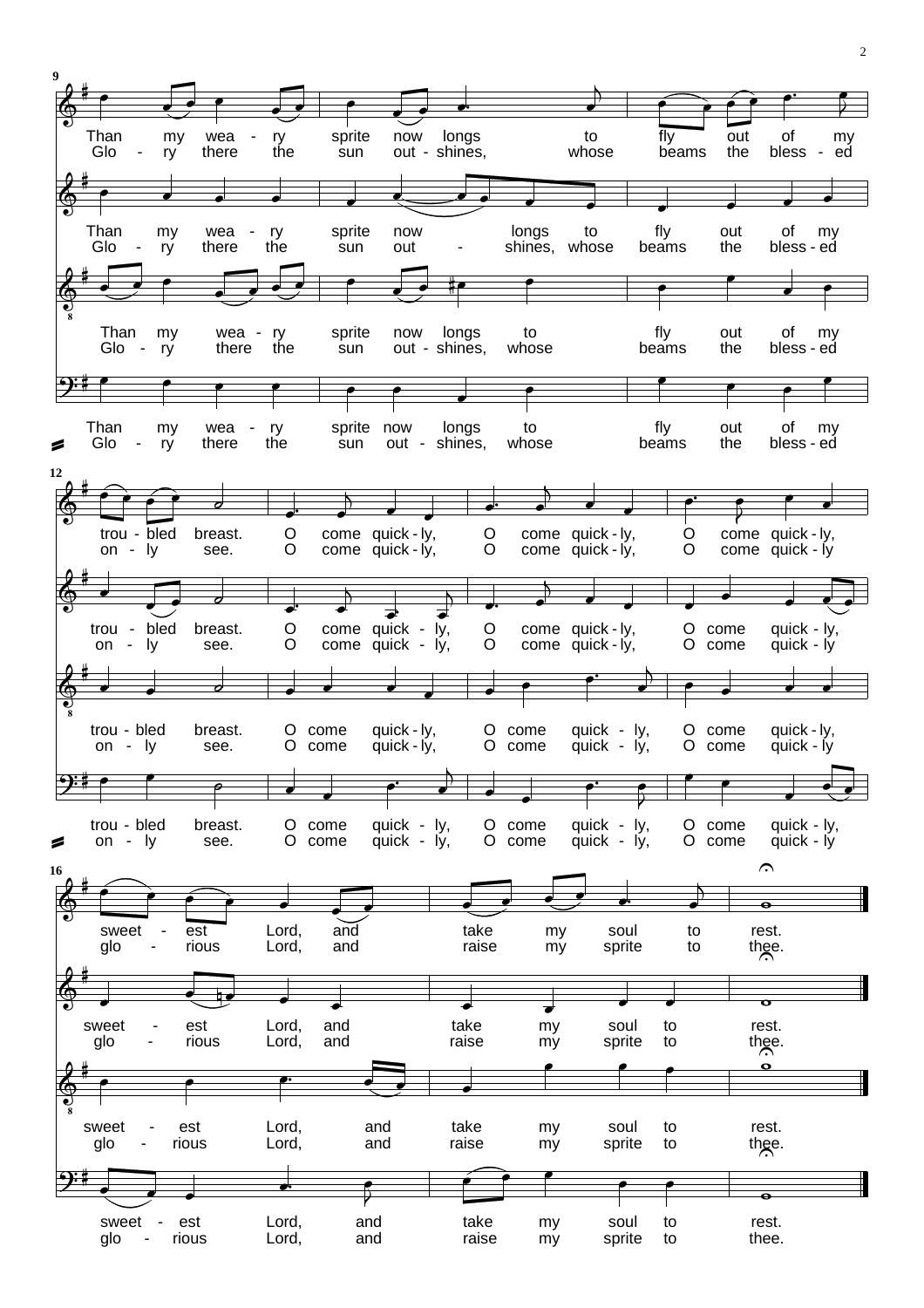Than my wea - ry sprite now longs to fly out of my
Glo - ry there the sun out - shines, whose beams the bless - ed

trou - bled breast. O come quick - ly, O come quick - ly, O come quick - ly,
on - ly see. O come quick - ly, O come quick - ly, O come quick - ly

sweet - est Lord, and take my soul to rest.
glo - rious Lord, and raise my sprite to thee.